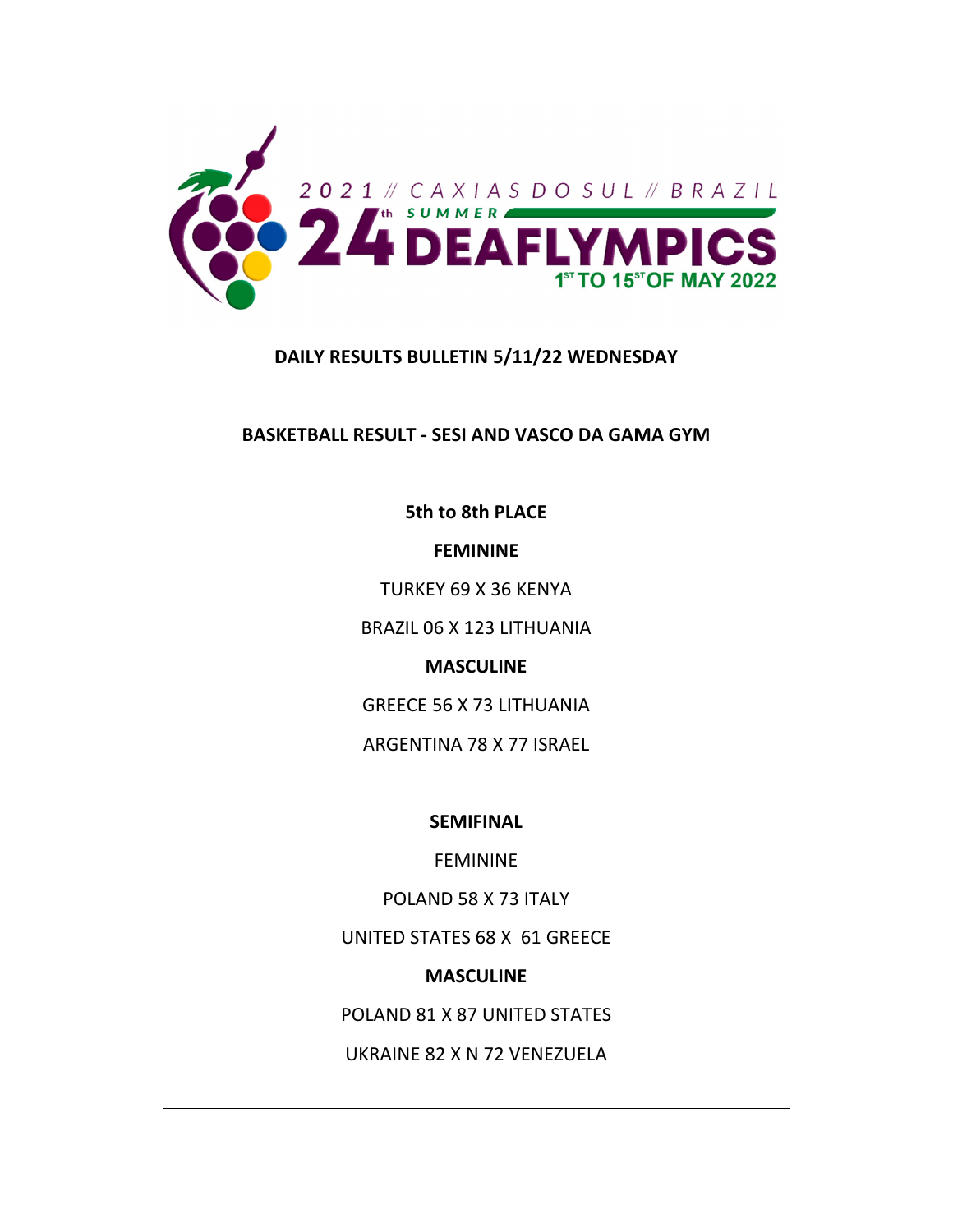2021 // CAXIAS DO SUL // BRAZIL

24th SUMMER DEAFLYMPICS

1ST TO 15ST OF MAY 2022

## DAILY RESULTS BULLETIN 5/11/22 WEDNESDAY

## BASKETBALL RESULT - SESI AND VASCO DA GAMA GYM

### 5th to 8th PLACE

**FEMININE**

TURKEY 69 X 36 KENYA

BRAZIL 06 X 123 LITHUANIA

**MASCULINE**

GREECE 56 X 73 LITHUANIA

ARGENTINA 78 X 77 ISRAEL

### SEMIFINAL

FEMININE

POLAND 58 X 73 ITALY

UNITED STATES 68 X  61 GREECE

**MASCULINE**

POLAND 81 X 87 UNITED STATES

UKRAINE 82 X N 72 VENEZUELA

---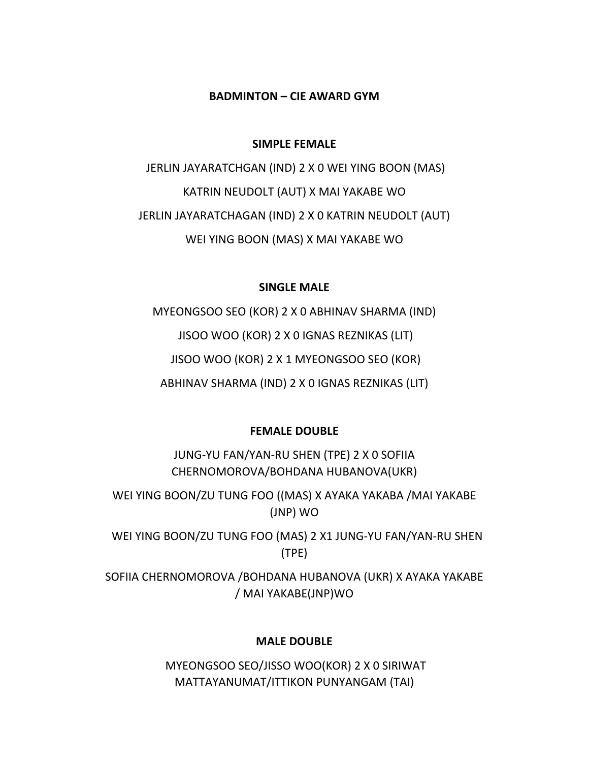**BADMINTON – CIE AWARD GYM**

**SIMPLE FEMALE**

JERLIN JAYARATCHGAN (IND) 2 X 0 WEI YING BOON (MAS)

KATRIN NEUDOLT (AUT) X MAI YAKABE WO

JERLIN JAYARATCHAGAN (IND) 2 X 0 KATRIN NEUDOLT (AUT)

WEI YING BOON (MAS) X MAI YAKABE WO

**SINGLE MALE**

MYEONGSOO SEO (KOR) 2 X 0 ABHINAV SHARMA (IND)

JISOO WOO (KOR) 2 X 0 IGNAS REZNIKAS (LIT)

JISOO WOO (KOR) 2 X 1 MYEONGSOO SEO (KOR)

ABHINAV SHARMA (IND) 2 X 0 IGNAS REZNIKAS (LIT)

**FEMALE DOUBLE**

JUNG-YU FAN/YAN-RU SHEN (TPE) 2 X 0 SOFIIA CHERNOMOROVA/BOHDANA HUBANOVA(UKR)

WEI YING BOON/ZU TUNG FOO ((MAS) X AYAKA YAKABA /MAI YAKABE (JNP) WO

WEI YING BOON/ZU TUNG FOO (MAS) 2 X1 JUNG-YU FAN/YAN-RU SHEN (TPE)

SOFIIA CHERNOMOROVA /BOHDANA HUBANOVA (UKR) X AYAKA YAKABE / MAI YAKABE(JNP)WO

**MALE DOUBLE**

MYEONGSOO SEO/JISSO WOO(KOR) 2 X 0 SIRIWAT MATTAYANUMAT/ITTIKON PUNYANGAM (TAI)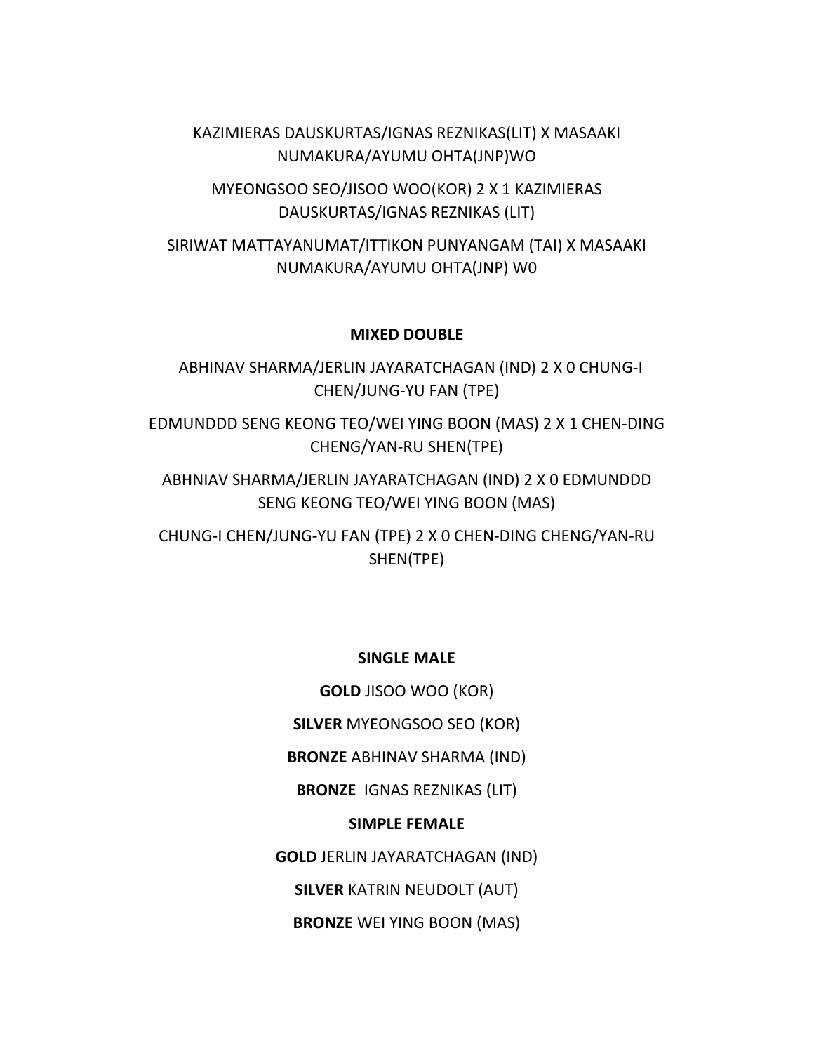KAZIMIERAS DAUSKURTAS/IGNAS REZNIKAS(LIT) X MASAAKI NUMAKURA/AYUMU OHTA(JNP)WO

MYEONGSOO SEO/JISOO WOO(KOR) 2 X 1 KAZIMIERAS DAUSKURTAS/IGNAS REZNIKAS (LIT)

SIRIWAT MATTAYANUMAT/ITTIKON PUNYANGAM (TAI) X MASAAKI NUMAKURA/AYUMU OHTA(JNP) W0

**MIXED DOUBLE**

ABHINAV SHARMA/JERLIN JAYARATCHAGAN (IND) 2 X 0 CHUNG-I CHEN/JUNG-YU FAN (TPE)

EDMUNDDD SENG KEONG TEO/WEI YING BOON (MAS) 2 X 1 CHEN-DING CHENG/YAN-RU SHEN(TPE)

ABHNIAV SHARMA/JERLIN JAYARATCHAGAN (IND) 2 X 0 EDMUNDDD SENG KEONG TEO/WEI YING BOON (MAS)

CHUNG-I CHEN/JUNG-YU FAN (TPE) 2 X 0 CHEN-DING CHENG/YAN-RU SHEN(TPE)

**SINGLE MALE**

**GOLD** JISOO WOO (KOR)

**SILVER** MYEONGSOO SEO (KOR)

**BRONZE** ABHINAV SHARMA (IND)

**BRONZE** IGNAS REZNIKAS (LIT)

**SIMPLE FEMALE**

**GOLD** JERLIN JAYARATCHAGAN (IND)

**SILVER** KATRIN NEUDOLT (AUT)

**BRONZE** WEI YING BOON (MAS)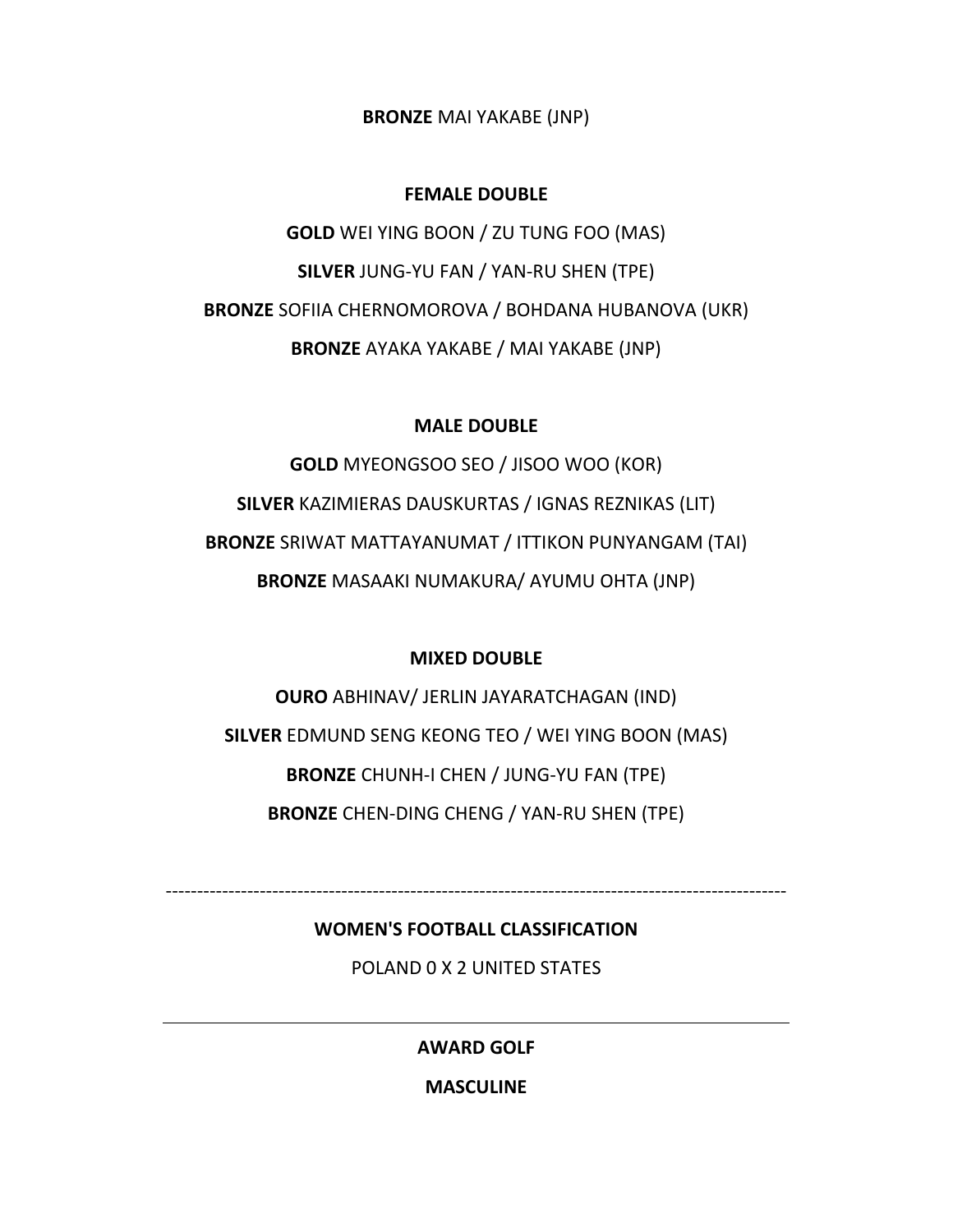**BRONZE** MAI YAKABE (JNP)

**FEMALE DOUBLE**

**GOLD** WEI YING BOON / ZU TUNG FOO (MAS)

**SILVER** JUNG-YU FAN / YAN-RU SHEN (TPE)

**BRONZE** SOFIIA CHERNOMOROVA / BOHDANA HUBANOVA (UKR)

**BRONZE** AYAKA YAKABE / MAI YAKABE (JNP)

**MALE DOUBLE**

**GOLD** MYEONGSOO SEO / JISOO WOO (KOR)

**SILVER** KAZIMIERAS DAUSKURTAS / IGNAS REZNIKAS (LIT)

**BRONZE** SRIWAT MATTAYANUMAT / ITTIKON PUNYANGAM (TAI)

**BRONZE** MASAAKI NUMAKURA/ AYUMU OHTA (JNP)

**MIXED DOUBLE**

**OURO** ABHINAV/ JERLIN JAYARATCHAGAN (IND)

**SILVER** EDMUND SENG KEONG TEO / WEI YING BOON (MAS)

**BRONZE** CHUNH-I CHEN / JUNG-YU FAN (TPE)

**BRONZE** CHEN-DING CHENG / YAN-RU SHEN (TPE)

---

**WOMEN'S FOOTBALL CLASSIFICATION**

POLAND 0 X 2 UNITED STATES

---

**AWARD GOLF**

**MASCULINE**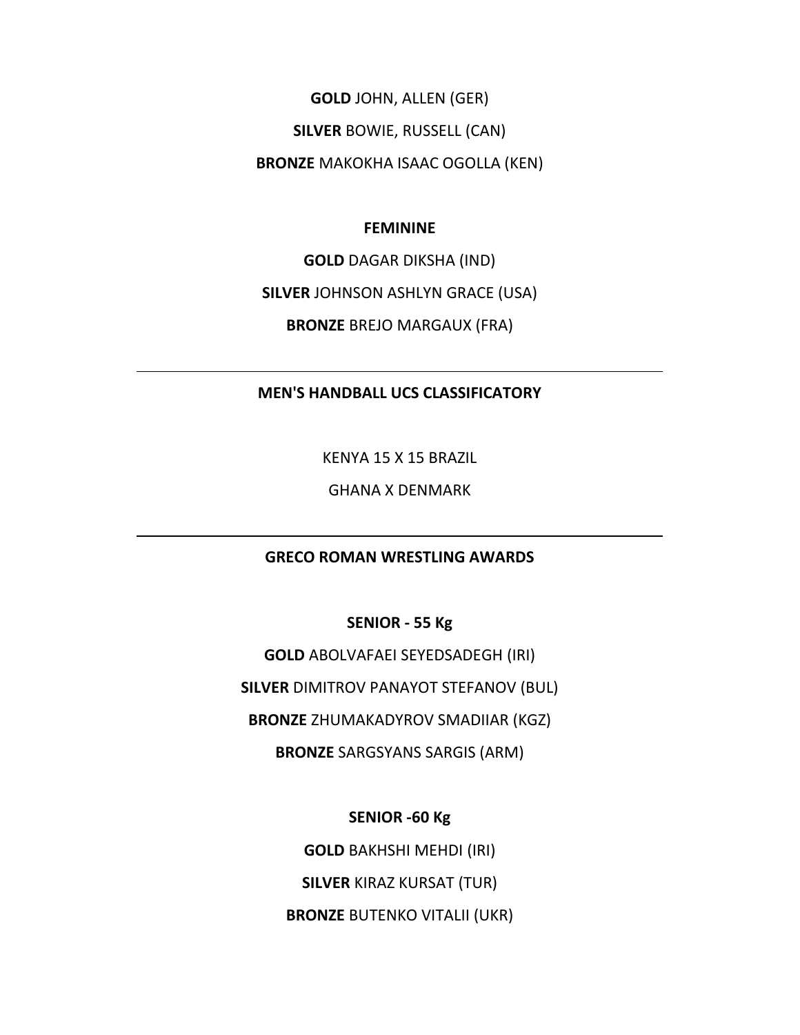**GOLD** JOHN, ALLEN (GER)

**SILVER** BOWIE, RUSSELL (CAN)

**BRONZE** MAKOKHA ISAAC OGOLLA (KEN)

**FEMININE**

**GOLD** DAGAR DIKSHA (IND)

**SILVER** JOHNSON ASHLYN GRACE (USA)

**BRONZE** BREJO MARGAUX (FRA)

---

**MEN'S HANDBALL UCS CLASSIFICATORY**

KENYA 15 X 15 BRAZIL

GHANA X DENMARK

---

**GRECO ROMAN WRESTLING AWARDS**

**SENIOR - 55 Kg**

**GOLD** ABOLVAFAEI SEYEDSADEGH (IRI)

**SILVER** DIMITROV PANAYOT STEFANOV (BUL)

**BRONZE** ZHUMAKADYROV SMADIIAR (KGZ)

**BRONZE** SARGSYANS SARGIS (ARM)

**SENIOR -60 Kg**

**GOLD** BAKHSHI MEHDI (IRI)

**SILVER** KIRAZ KURSAT (TUR)

**BRONZE** BUTENKO VITALII (UKR)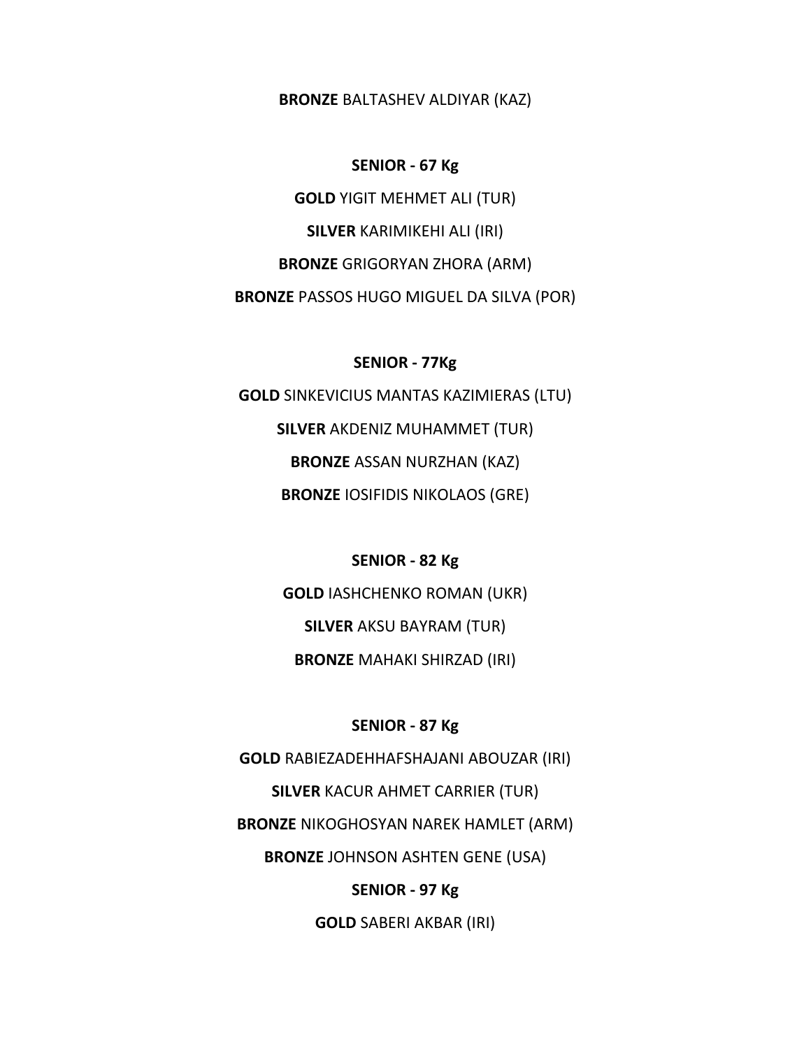**BRONZE** BALTASHEV ALDIYAR (KAZ)

**SENIOR - 67 Kg**

**GOLD** YIGIT MEHMET ALI (TUR)

**SILVER** KARIMIKEHI ALI (IRI)

**BRONZE** GRIGORYAN ZHORA (ARM)

**BRONZE** PASSOS HUGO MIGUEL DA SILVA (POR)

**SENIOR - 77Kg**

**GOLD** SINKEVICIUS MANTAS KAZIMIERAS (LTU)

**SILVER** AKDENIZ MUHAMMET (TUR)

**BRONZE** ASSAN NURZHAN (KAZ)

**BRONZE** IOSIFIDIS NIKOLAOS (GRE)

**SENIOR - 82 Kg**

**GOLD** IASHCHENKO ROMAN (UKR)

**SILVER** AKSU BAYRAM (TUR)

**BRONZE** MAHAKI SHIRZAD (IRI)

**SENIOR - 87 Kg**

**GOLD** RABIEZADEHHAFSHAJANI ABOUZAR (IRI)

**SILVER** KACUR AHMET CARRIER (TUR)

**BRONZE** NIKOGHOSYAN NAREK HAMLET (ARM)

**BRONZE** JOHNSON ASHTEN GENE (USA)

**SENIOR - 97 Kg**

**GOLD** SABERI AKBAR (IRI)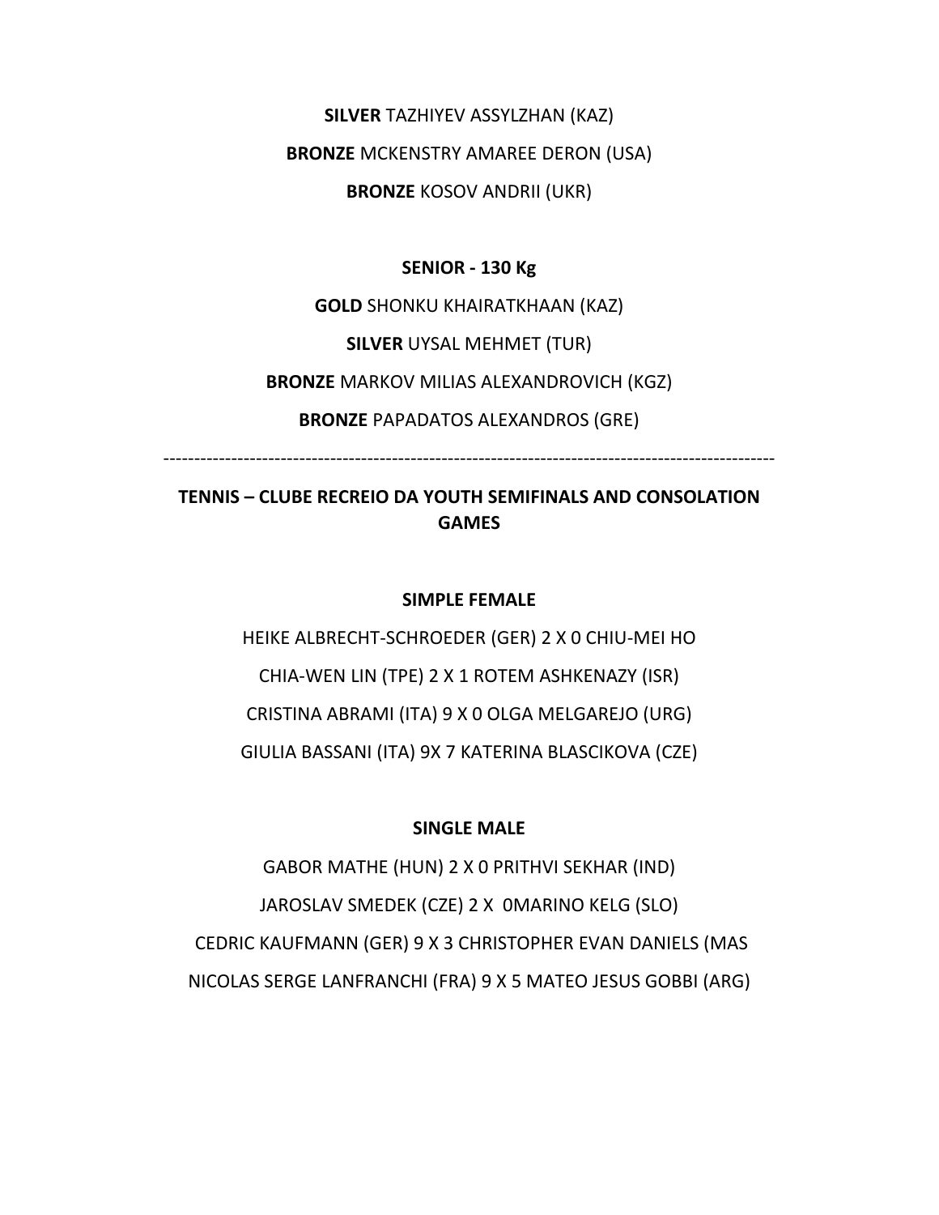**SILVER** TAZHIYEV ASSYLZHAN (KAZ)

**BRONZE** MCKENSTRY AMAREE DERON (USA)

**BRONZE** KOSOV ANDRII (UKR)

**SENIOR - 130 Kg**

**GOLD** SHONKU KHAIRATKHAAN (KAZ)

**SILVER** UYSAL MEHMET (TUR)

**BRONZE** MARKOV MILIAS ALEXANDROVICH (KGZ)

**BRONZE** PAPADATOS ALEXANDROS (GRE)

---

**TENNIS – CLUBE RECREIO DA YOUTH SEMIFINALS AND CONSOLATION GAMES**

**SIMPLE FEMALE**

HEIKE ALBRECHT-SCHROEDER (GER) 2 X 0 CHIU-MEI HO

CHIA-WEN LIN (TPE) 2 X 1 ROTEM ASHKENAZY (ISR)

CRISTINA ABRAMI (ITA) 9 X 0 OLGA MELGAREJO (URG)

GIULIA BASSANI (ITA) 9X 7 KATERINA BLASCIKOVA (CZE)

**SINGLE MALE**

GABOR MATHE (HUN) 2 X 0 PRITHVI SEKHAR (IND)

JAROSLAV SMEDEK (CZE) 2 X 0MARINO KELG (SLO)

CEDRIC KAUFMANN (GER) 9 X 3 CHRISTOPHER EVAN DANIELS (MAS

NICOLAS SERGE LANFRANCHI (FRA) 9 X 5 MATEO JESUS GOBBI (ARG)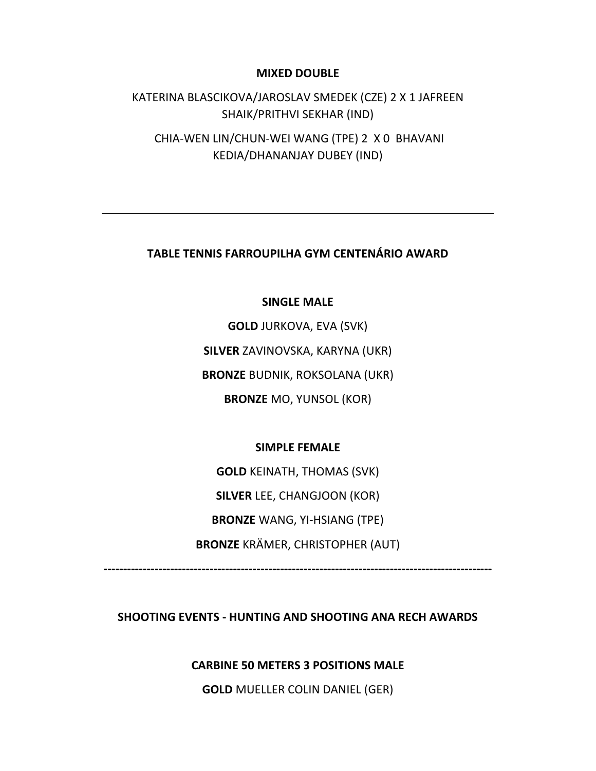**MIXED DOUBLE**

KATERINA BLASCIKOVA/JAROSLAV SMEDEK (CZE) 2 X 1 JAFREEN SHAIK/PRITHVI SEKHAR (IND)

CHIA-WEN LIN/CHUN-WEI WANG (TPE) 2 X 0 BHAVANI KEDIA/DHANANJAY DUBEY (IND)

---

**TABLE TENNIS FARROUPILHA GYM CENTENÁRIO AWARD**

**SINGLE MALE**

**GOLD** JURKOVA, EVA (SVK)

**SILVER** ZAVINOVSKA, KARYNA (UKR)

**BRONZE** BUDNIK, ROKSOLANA (UKR)

**BRONZE** MO, YUNSOL (KOR)

**SIMPLE FEMALE**

**GOLD** KEINATH, THOMAS (SVK)

**SILVER** LEE, CHANGJOON (KOR)

**BRONZE** WANG, YI-HSIANG (TPE)

**BRONZE** KRÄMER, CHRISTOPHER (AUT)

---

**SHOOTING EVENTS - HUNTING AND SHOOTING ANA RECH AWARDS**

**CARBINE 50 METERS 3 POSITIONS MALE**

**GOLD** MUELLER COLIN DANIEL (GER)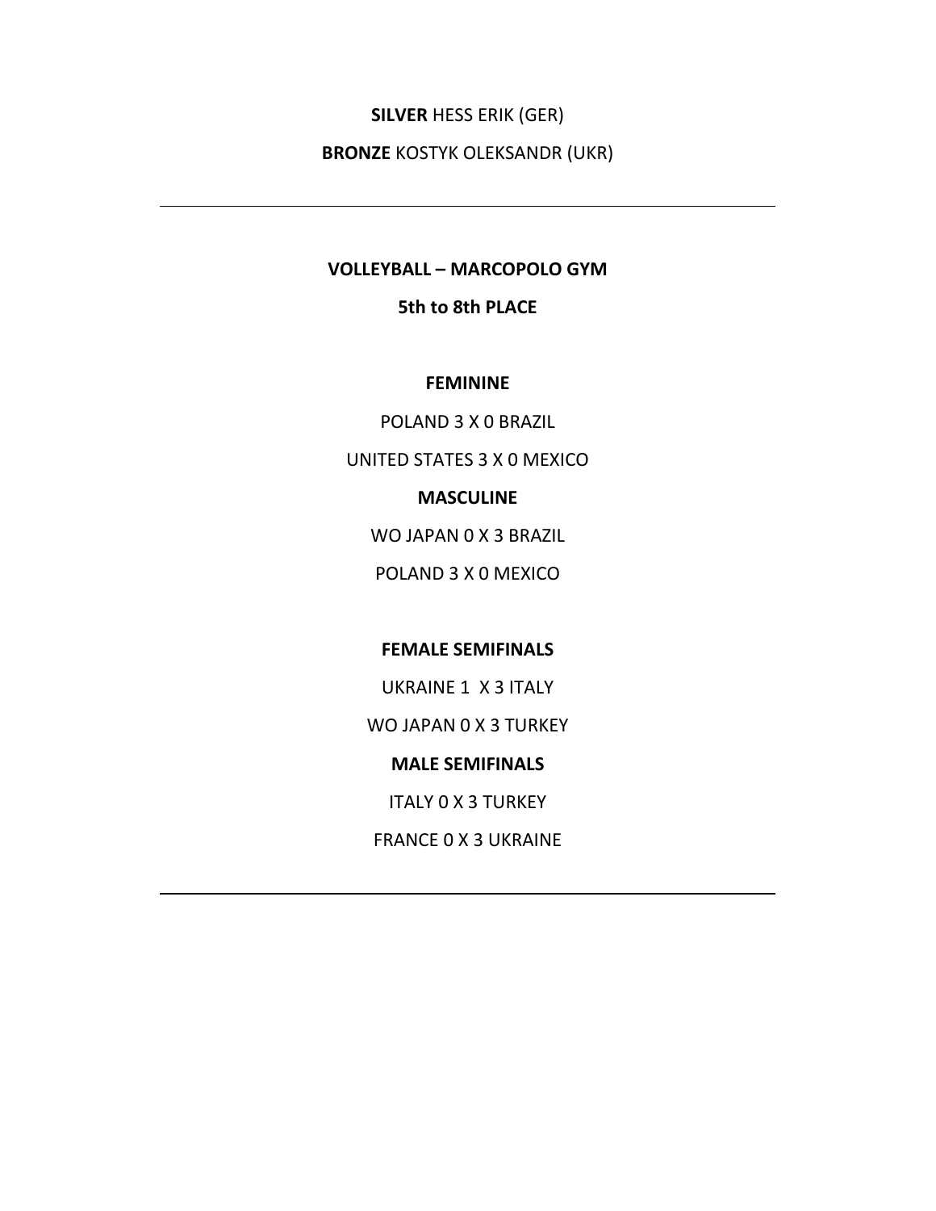**SILVER** HESS ERIK (GER)

**BRONZE** KOSTYK OLEKSANDR (UKR)

---

**VOLLEYBALL – MARCOPOLO GYM**

**5th to 8th PLACE**

**FEMININE**

POLAND 3 X 0 BRAZIL

UNITED STATES 3 X 0 MEXICO

**MASCULINE**

WO JAPAN 0 X 3 BRAZIL

POLAND 3 X 0 MEXICO

**FEMALE SEMIFINALS**

UKRAINE 1 X 3 ITALY

WO JAPAN 0 X 3 TURKEY

**MALE SEMIFINALS**

ITALY 0 X 3 TURKEY

FRANCE 0 X 3 UKRAINE

---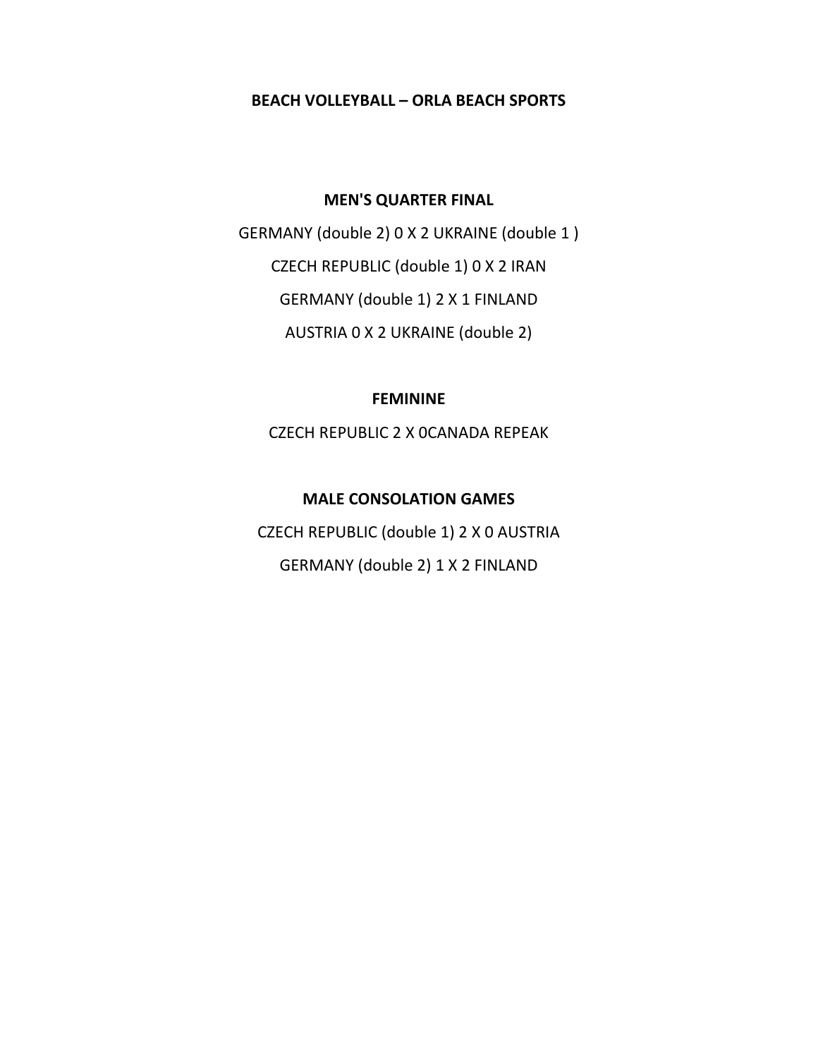**BEACH VOLLEYBALL – ORLA BEACH SPORTS**

**MEN'S QUARTER FINAL**

GERMANY (double 2) 0 X 2 UKRAINE (double 1 )

CZECH REPUBLIC (double 1) 0 X 2 IRAN

GERMANY (double 1) 2 X 1 FINLAND

AUSTRIA 0 X 2 UKRAINE (double 2)

**FEMININE**

CZECH REPUBLIC 2 X 0CANADA REPEAK

**MALE CONSOLATION GAMES**

CZECH REPUBLIC (double 1) 2 X 0 AUSTRIA

GERMANY (double 2) 1 X 2 FINLAND